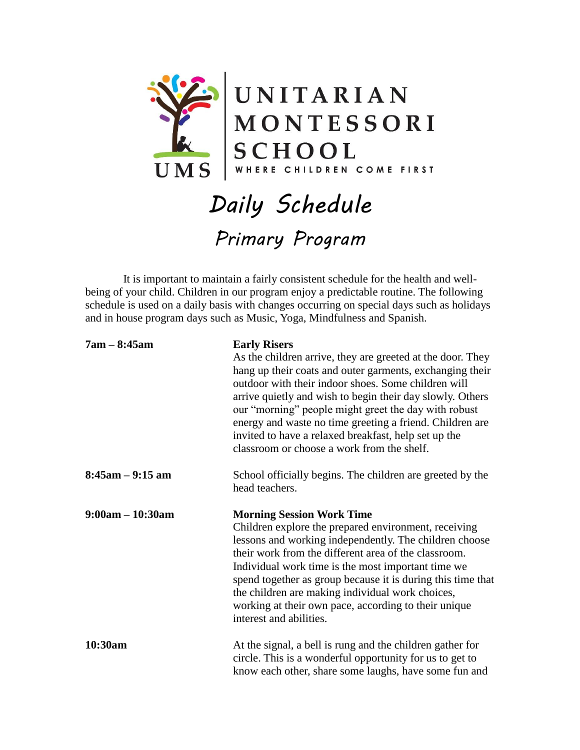UNITARIAN MONTESSORI SCHOOL

UMS

WHERE CHILDREN COME FIRST

# Daily Schedule

## Primary Program

It is important to maintain a fairly consistent schedule for the health and well-being of your child. Children in our program enjoy a predictable routine. The following schedule is used on a daily basis with changes occurring on special days such as holidays and in house program days such as Music, Yoga, Mindfulness and Spanish.

**7am – 8:45am** **Early Risers**
As the children arrive, they are greeted at the door. They hang up their coats and outer garments, exchanging their outdoor with their indoor shoes. Some children will arrive quietly and wish to begin their day slowly. Others our "morning" people might greet the day with robust energy and waste no time greeting a friend. Children are invited to have a relaxed breakfast, help set up the classroom or choose a work from the shelf.

**8:45am – 9:15 am**
School officially begins. The children are greeted by the head teachers.

**9:00am – 10:30am** **Morning Session Work Time**
Children explore the prepared environment, receiving lessons and working independently. The children choose their work from the different area of the classroom. Individual work time is the most important time we spend together as group because it is during this time that the children are making individual work choices, working at their own pace, according to their unique interest and abilities.

**10:30am**
At the signal, a bell is rung and the children gather for circle. This is a wonderful opportunity for us to get to know each other, share some laughs, have some fun and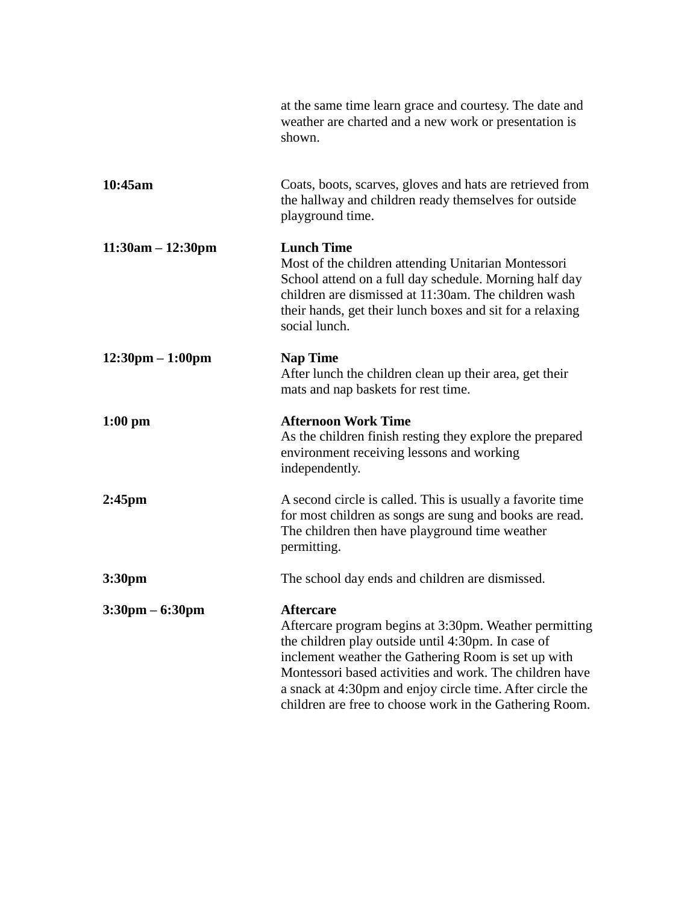| | |
|---|---|
| | at the same time learn grace and courtesy. The date and weather are charted and a new work or presentation is shown. |
| **10:45am** | Coats, boots, scarves, gloves and hats are retrieved from the hallway and children ready themselves for outside playground time. |
| **11:30am – 12:30pm** | **Lunch Time**<br>Most of the children attending Unitarian Montessori School attend on a full day schedule. Morning half day children are dismissed at 11:30am. The children wash their hands, get their lunch boxes and sit for a relaxing social lunch. |
| **12:30pm – 1:00pm** | **Nap Time**<br>After lunch the children clean up their area, get their mats and nap baskets for rest time. |
| **1:00 pm** | **Afternoon Work Time**<br>As the children finish resting they explore the prepared environment receiving lessons and working independently. |
| **2:45pm** | A second circle is called. This is usually a favorite time for most children as songs are sung and books are read. The children then have playground time weather permitting. |
| **3:30pm** | The school day ends and children are dismissed. |
| **3:30pm – 6:30pm** | **Aftercare**<br>Aftercare program begins at 3:30pm. Weather permitting the children play outside until 4:30pm. In case of inclement weather the Gathering Room is set up with Montessori based activities and work. The children have a snack at 4:30pm and enjoy circle time. After circle the children are free to choose work in the Gathering Room. |